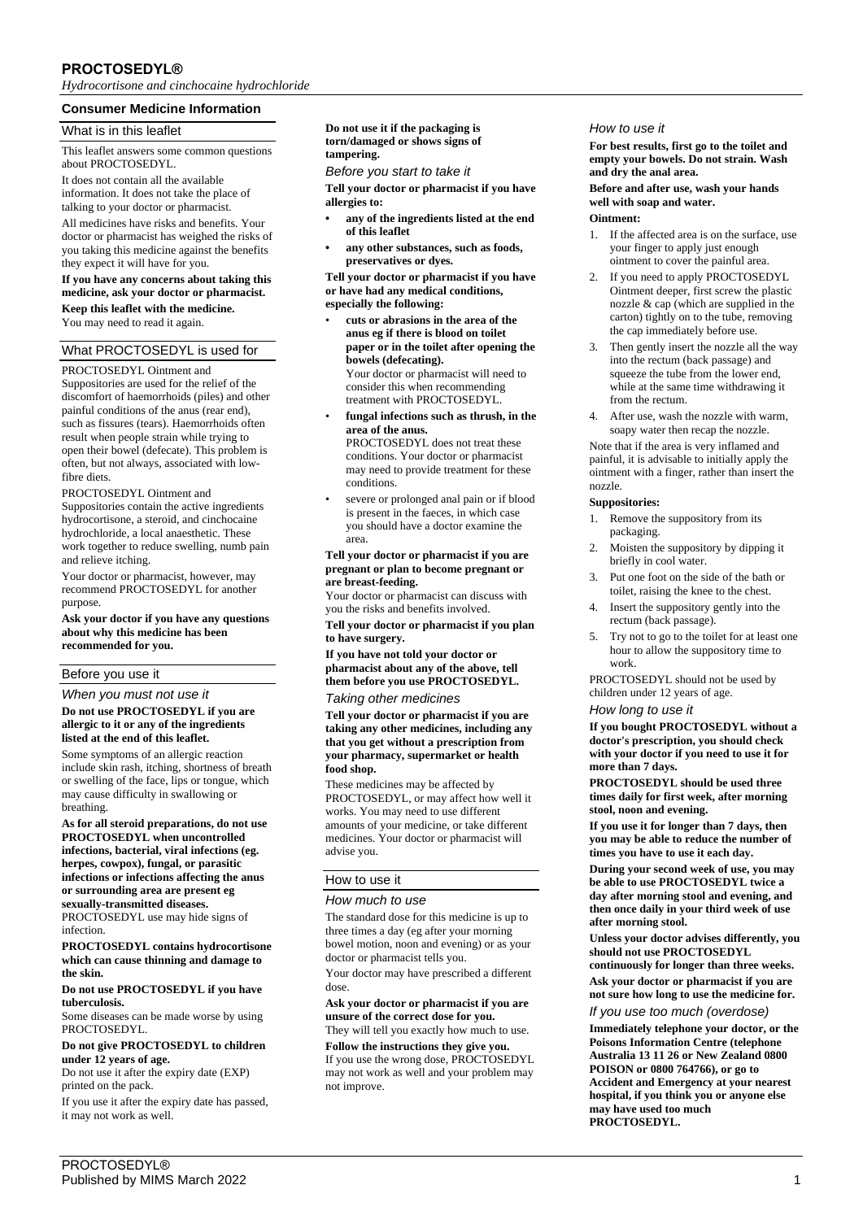# PROCTOSEDYL®

*Hydrocortisone and cinchocaine hydrochloride*

## Consumer Medicine Information

### What is in this leaflet

This leaflet answers some common questions about PROCTOSEDYL.

It does not contain all the available information. It does not take the place of talking to your doctor or pharmacist.

All medicines have risks and benefits. Your doctor or pharmacist has weighed the risks of you taking this medicine against the benefits they expect it will have for you.

**If you have any concerns about taking this medicine, ask your doctor or pharmacist.**

**Keep this leaflet with the medicine.**

You may need to read it again.

### What PROCTOSEDYL is used for

PROCTOSEDYL Ointment and Suppositories are used for the relief of the discomfort of haemorrhoids (piles) and other painful conditions of the anus (rear end), such as fissures (tears). Haemorrhoids often result when people strain while trying to open their bowel (defecate). This problem is often, but not always, associated with low-fibre diets.

PROCTOSEDYL Ointment and Suppositories contain the active ingredients hydrocortisone, a steroid, and cinchocaine hydrochloride, a local anaesthetic. These work together to reduce swelling, numb pain and relieve itching.

Your doctor or pharmacist, however, may recommend PROCTOSEDYL for another purpose.

**Ask your doctor if you have any questions about why this medicine has been recommended for you.**

### Before you use it

#### *When you must not use it*

**Do not use PROCTOSEDYL if you are allergic to it or any of the ingredients listed at the end of this leaflet.**

Some symptoms of an allergic reaction include skin rash, itching, shortness of breath or swelling of the face, lips or tongue, which may cause difficulty in swallowing or breathing.

**As for all steroid preparations, do not use PROCTOSEDYL when uncontrolled infections, bacterial, viral infections (eg. herpes, cowpox), fungal, or parasitic infections or infections affecting the anus or surrounding area are present eg sexually-transmitted diseases.**

PROCTOSEDYL use may hide signs of infection.

**PROCTOSEDYL contains hydrocortisone which can cause thinning and damage to the skin.**

**Do not use PROCTOSEDYL if you have tuberculosis.**

Some diseases can be made worse by using PROCTOSEDYL.

**Do not give PROCTOSEDYL to children under 12 years of age.**

Do not use it after the expiry date (EXP) printed on the pack.

If you use it after the expiry date has passed, it may not work as well.

**Do not use it if the packaging is torn/damaged or shows signs of tampering.**

#### *Before you start to take it*

**Tell your doctor or pharmacist if you have allergies to:**

- **any of the ingredients listed at the end of this leaflet**
- **any other substances, such as foods, preservatives or dyes.**

**Tell your doctor or pharmacist if you have or have had any medical conditions, especially the following:**

- **cuts or abrasions in the area of the anus eg if there is blood on toilet paper or in the toilet after opening the bowels (defecating).**
  Your doctor or pharmacist will need to consider this when recommending treatment with PROCTOSEDYL.
- **fungal infections such as thrush, in the area of the anus.**
  PROCTOSEDYL does not treat these conditions. Your doctor or pharmacist may need to provide treatment for these conditions.
- severe or prolonged anal pain or if blood is present in the faeces, in which case you should have a doctor examine the area.

**Tell your doctor or pharmacist if you are pregnant or plan to become pregnant or are breast-feeding.**

Your doctor or pharmacist can discuss with you the risks and benefits involved.

**Tell your doctor or pharmacist if you plan to have surgery.**

**If you have not told your doctor or pharmacist about any of the above, tell them before you use PROCTOSEDYL.**

#### *Taking other medicines*

**Tell your doctor or pharmacist if you are taking any other medicines, including any that you get without a prescription from your pharmacy, supermarket or health food shop.**

These medicines may be affected by PROCTOSEDYL, or may affect how well it works. You may need to use different amounts of your medicine, or take different medicines. Your doctor or pharmacist will advise you.

### How to use it

#### *How much to use*

The standard dose for this medicine is up to three times a day (eg after your morning bowel motion, noon and evening) or as your doctor or pharmacist tells you.

Your doctor may have prescribed a different dose.

**Ask your doctor or pharmacist if you are unsure of the correct dose for you.**

They will tell you exactly how much to use.

**Follow the instructions they give you.**

If you use the wrong dose, PROCTOSEDYL may not work as well and your problem may not improve.

#### *How to use it*

**For best results, first go to the toilet and empty your bowels. Do not strain. Wash and dry the anal area.**

**Before and after use, wash your hands well with soap and water.**

**Ointment:**

1. If the affected area is on the surface, use your finger to apply just enough ointment to cover the painful area.
2. If you need to apply PROCTOSEDYL Ointment deeper, first screw the plastic nozzle & cap (which are supplied in the carton) tightly on to the tube, removing the cap immediately before use.
3. Then gently insert the nozzle all the way into the rectum (back passage) and squeeze the tube from the lower end, while at the same time withdrawing it from the rectum.
4. After use, wash the nozzle with warm, soapy water then recap the nozzle.

Note that if the area is very inflamed and painful, it is advisable to initially apply the ointment with a finger, rather than insert the nozzle.

**Suppositories:**

1. Remove the suppository from its packaging.
2. Moisten the suppository by dipping it briefly in cool water.
3. Put one foot on the side of the bath or toilet, raising the knee to the chest.
4. Insert the suppository gently into the rectum (back passage).
5. Try not to go to the toilet for at least one hour to allow the suppository time to work.

PROCTOSEDYL should not be used by children under 12 years of age.

#### *How long to use it*

**If you bought PROCTOSEDYL without a doctor's prescription, you should check with your doctor if you need to use it for more than 7 days.**

**PROCTOSEDYL should be used three times daily for first week, after morning stool, noon and evening.**

**If you use it for longer than 7 days, then you may be able to reduce the number of times you have to use it each day.**

**During your second week of use, you may be able to use PROCTOSEDYL twice a day after morning stool and evening, and then once daily in your third week of use after morning stool.**

**Unless your doctor advises differently, you should not use PROCTOSEDYL continuously for longer than three weeks.**

**Ask your doctor or pharmacist if you are not sure how long to use the medicine for.**

#### *If you use too much (overdose)*

**Immediately telephone your doctor, or the Poisons Information Centre (telephone Australia 13 11 26 or New Zealand 0800 POISON or 0800 764766), or go to Accident and Emergency at your nearest hospital, if you think you or anyone else may have used too much PROCTOSEDYL.**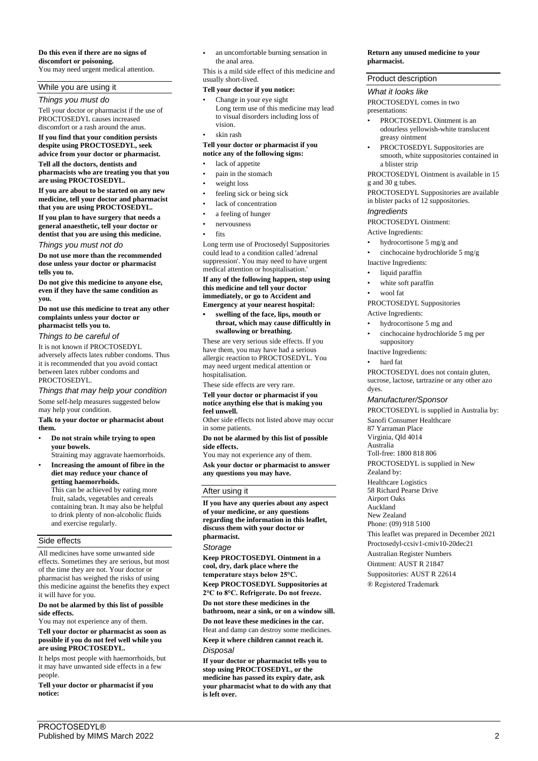**Do this even if there are no signs of discomfort or poisoning.**
You may need urgent medical attention.

## While you are using it

### Things you must do

Tell your doctor or pharmacist if the use of PROCTOSEDYL causes increased discomfort or a rash around the anus.

**If you find that your condition persists despite using PROCTOSEDYL, seek advice from your doctor or pharmacist.**

**Tell all the doctors, dentists and pharmacists who are treating you that you are using PROCTOSEDYL.**

**If you are about to be started on any new medicine, tell your doctor and pharmacist that you are using PROCTOSEDYL.**

**If you plan to have surgery that needs a general anaesthetic, tell your doctor or dentist that you are using this medicine.**

### Things you must not do

**Do not use more than the recommended dose unless your doctor or pharmacist tells you to.**

**Do not give this medicine to anyone else, even if they have the same condition as you.**

**Do not use this medicine to treat any other complaints unless your doctor or pharmacist tells you to.**

### Things to be careful of

It is not known if PROCTOSEDYL adversely affects latex rubber condoms. Thus it is recommended that you avoid contact between latex rubber condoms and PROCTOSEDYL.

### Things that may help your condition

Some self-help measures suggested below may help your condition.

**Talk to your doctor or pharmacist about them.**

- **Do not strain while trying to open your bowels.**
  Straining may aggravate haemorrhoids.
- **Increasing the amount of fibre in the diet may reduce your chance of getting haemorrhoids.**
  This can be achieved by eating more fruit, salads, vegetables and cereals containing bran. It may also be helpful to drink plenty of non-alcoholic fluids and exercise regularly.

## Side effects

All medicines have some unwanted side effects. Sometimes they are serious, but most of the time they are not. Your doctor or pharmacist has weighed the risks of using this medicine against the benefits they expect it will have for you.

**Do not be alarmed by this list of possible side effects.**

You may not experience any of them.

**Tell your doctor or pharmacist as soon as possible if you do not feel well while you are using PROCTOSEDYL.**

It helps most people with haemorrhoids, but it may have unwanted side effects in a few people.

**Tell your doctor or pharmacist if you notice:**

- an uncomfortable burning sensation in the anal area.

This is a mild side effect of this medicine and usually short-lived.

**Tell your doctor if you notice:**

- Change in your eye sight
  Long term use of this medicine may lead to visual disorders including loss of vision.
- skin rash

**Tell your doctor or pharmacist if you notice any of the following signs:**

- lack of appetite
- pain in the stomach
- weight loss
- feeling sick or being sick
- lack of concentration
- a feeling of hunger
- nervousness
- fits

Long term use of Proctosedyl Suppositories could lead to a condition called 'adrenal suppression'. You may need to have urgent medical attention or hospitalisation.'

**If any of the following happen, stop using this medicine and tell your doctor immediately, or go to Accident and Emergency at your nearest hospital:**

- **swelling of the face, lips, mouth or throat, which may cause difficultly in swallowing or breathing.**

These are very serious side effects. If you have them, you may have had a serious allergic reaction to PROCTOSEDYL. You may need urgent medical attention or hospitalisation.

These side effects are very rare.

**Tell your doctor or pharmacist if you notice anything else that is making you feel unwell.**

Other side effects not listed above may occur in some patients.

**Do not be alarmed by this list of possible side effects.**

You may not experience any of them.

**Ask your doctor or pharmacist to answer any questions you may have.**

## After using it

**If you have any queries about any aspect of your medicine, or any questions regarding the information in this leaflet, discuss them with your doctor or pharmacist.**

### Storage

**Keep PROCTOSEDYL Ointment in a cool, dry, dark place where the temperature stays below 25°C.**

**Keep PROCTOSEDYL Suppositories at 2°C to 8°C. Refrigerate. Do not freeze.**

**Do not store these medicines in the bathroom, near a sink, or on a window sill.**

**Do not leave these medicines in the car.**

Heat and damp can destroy some medicines.

**Keep it where children cannot reach it.**

### Disposal

**If your doctor or pharmacist tells you to stop using PROCTOSEDYL, or the medicine has passed its expiry date, ask your pharmacist what to do with any that is left over.**

**Return any unused medicine to your pharmacist.**

## Product description

### What it looks like

PROCTOSEDYL comes in two presentations:

- PROCTOSEDYL Ointment is an odourless yellowish-white translucent greasy ointment
- PROCTOSEDYL Suppositories are smooth, white suppositories contained in a blister strip

PROCTOSEDYL Ointment is available in 15 g and 30 g tubes.

PROCTOSEDYL Suppositories are available in blister packs of 12 suppositories.

### Ingredients

PROCTOSEDYL Ointment:

Active Ingredients:

- hydrocortisone 5 mg/g and
- cinchocaine hydrochloride 5 mg/g

Inactive Ingredients:

- liquid paraffin
- white soft paraffin
- wool fat

PROCTOSEDYL Suppositories

Active Ingredients:

- hydrocortisone 5 mg and
- cinchocaine hydrochloride 5 mg per suppository

Inactive Ingredients:

- hard fat

PROCTOSEDYL does not contain gluten, sucrose, lactose, tartrazine or any other azo dyes.

### Manufacturer/Sponsor

PROCTOSEDYL is supplied in Australia by:

Sanofi Consumer Healthcare
87 Yarraman Place
Virginia, Qld 4014
Australia
Toll-free: 1800 818 806

PROCTOSEDYL is supplied in New Zealand by:

Healthcare Logistics
58 Richard Pearse Drive
Airport Oaks
Auckland
New Zealand
Phone: (09) 918 5100

This leaflet was prepared in December 2021

Proctosedyl-ccsiv1-cmiv10-20dec21

Australian Register Numbers

Ointment: AUST R 21847

Suppositories: AUST R 22614

® Registered Trademark